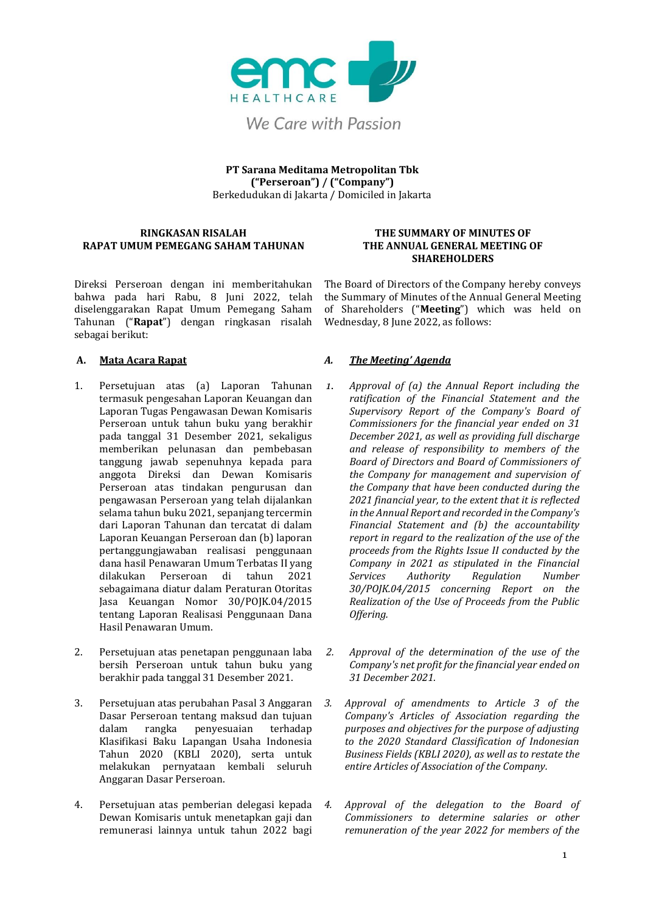We Care with Passion

**PT Sarana Meditama Metropolitan Tbk**
**("Perseroan") / ("Company")**
Berkedudukan di Jakarta / Domiciled in Jakarta

## RINGKASAN RISALAH RAPAT UMUM PEMEGANG SAHAM TAHUNAN

Direksi Perseroan dengan ini memberitahukan bahwa pada hari Rabu, 8 Juni 2022, telah diselenggarakan Rapat Umum Pemegang Saham Tahunan ("**Rapat**") dengan ringkasan risalah sebagai berikut:

### A. Mata Acara Rapat

1. Persetujuan atas (a) Laporan Tahunan termasuk pengesahan Laporan Keuangan dan Laporan Tugas Pengawasan Dewan Komisaris Perseroan untuk tahun buku yang berakhir pada tanggal 31 Desember 2021, sekaligus memberikan pelunasan dan pembebasan tanggung jawab sepenuhnya kepada para anggota Direksi dan Dewan Komisaris Perseroan atas tindakan pengurusan dan pengawasan Perseroan yang telah dijalankan selama tahun buku 2021, sepanjang tercermin dari Laporan Tahunan dan tercatat di dalam Laporan Keuangan Perseroan dan (b) laporan pertanggungjawaban realisasi penggunaan dana hasil Penawaran Umum Terbatas II yang dilakukan Perseroan di tahun 2021 sebagaimana diatur dalam Peraturan Otoritas Jasa Keuangan Nomor 30/POJK.04/2015 tentang Laporan Realisasi Penggunaan Dana Hasil Penawaran Umum.

2. Persetujuan atas penetapan penggunaan laba bersih Perseroan untuk tahun buku yang berakhir pada tanggal 31 Desember 2021.

3. Persetujuan atas perubahan Pasal 3 Anggaran Dasar Perseroan tentang maksud dan tujuan dalam rangka penyesuaian terhadap Klasifikasi Baku Lapangan Usaha Indonesia Tahun 2020 (KBLI 2020), serta untuk melakukan pernyataan kembali seluruh Anggaran Dasar Perseroan.

4. Persetujuan atas pemberian delegasi kepada Dewan Komisaris untuk menetapkan gaji dan remunerasi lainnya untuk tahun 2022 bagi

## THE SUMMARY OF MINUTES OF THE ANNUAL GENERAL MEETING OF SHAREHOLDERS

The Board of Directors of the Company hereby conveys the Summary of Minutes of the Annual General Meeting of Shareholders ("**Meeting**") which was held on Wednesday, 8 June 2022, as follows:

### *A. The Meeting' Agenda*

1. *Approval of (a) the Annual Report including the ratification of the Financial Statement and the Supervisory Report of the Company's Board of Commissioners for the financial year ended on 31 December 2021, as well as providing full discharge and release of responsibility to members of the Board of Directors and Board of Commissioners of the Company for management and supervision of the Company that have been conducted during the 2021 financial year, to the extent that it is reflected in the Annual Report and recorded in the Company's Financial Statement and (b) the accountability report in regard to the realization of the use of the proceeds from the Rights Issue II conducted by the Company in 2021 as stipulated in the Financial Services Authority Regulation Number 30/POJK.04/2015 concerning Report on the Realization of the Use of Proceeds from the Public Offering.*

2. *Approval of the determination of the use of the Company's net profit for the financial year ended on 31 December 2021.*

3. *Approval of amendments to Article 3 of the Company's Articles of Association regarding the purposes and objectives for the purpose of adjusting to the 2020 Standard Classification of Indonesian Business Fields (KBLI 2020), as well as to restate the entire Articles of Association of the Company.*

4. *Approval of the delegation to the Board of Commissioners to determine salaries or other remuneration of the year 2022 for members of the*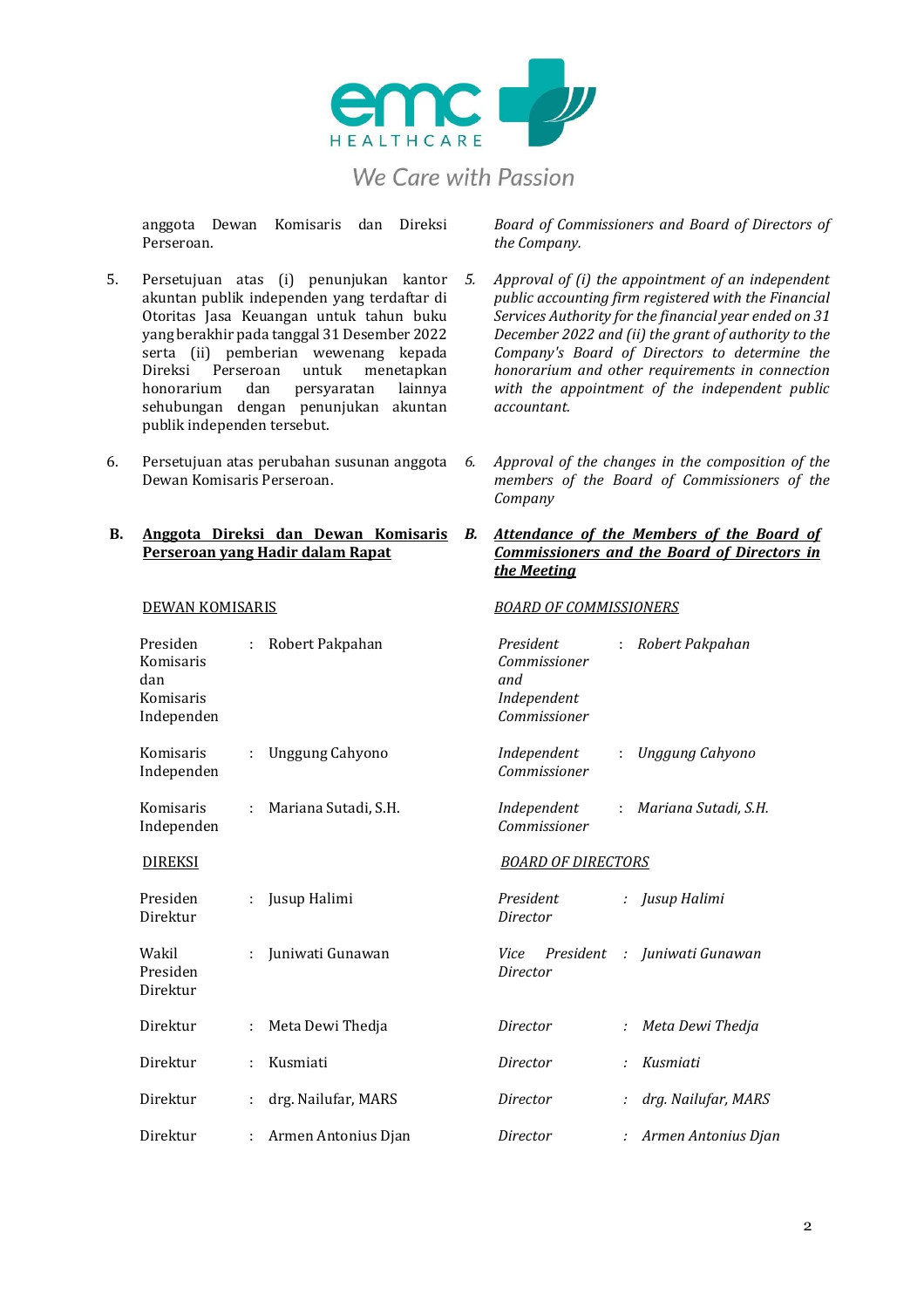anggota Dewan Komisaris dan Direksi Perseroan.

*Board of Commissioners and Board of Directors of the Company.*

5. Persetujuan atas (i) penunjukan kantor akuntan publik independen yang terdaftar di Otoritas Jasa Keuangan untuk tahun buku yang berakhir pada tanggal 31 Desember 2022 serta (ii) pemberian wewenang kepada Direksi Perseroan untuk menetapkan honorarium dan persyaratan lainnya sehubungan dengan penunjukan akuntan publik independen tersebut.

*5. Approval of (i) the appointment of an independent public accounting firm registered with the Financial Services Authority for the financial year ended on 31 December 2022 and (ii) the grant of authority to the Company's Board of Directors to determine the honorarium and other requirements in connection with the appointment of the independent public accountant.*

6. Persetujuan atas perubahan susunan anggota Dewan Komisaris Perseroan.

*6. Approval of the changes in the composition of the members of the Board of Commissioners of the Company*

## B. Anggota Direksi dan Dewan Komisaris Perseroan yang Hadir dalam Rapat

## *B. Attendance of the Members of the Board of Commissioners and the Board of Directors in the Meeting*

DEWAN KOMISARIS

| | | |
|---|---|---|
| Presiden Komisaris dan Komisaris Independen | : | Robert Pakpahan |
| Komisaris Independen | : | Unggung Cahyono |
| Komisaris Independen | : | Mariana Sutadi, S.H. |

*BOARD OF COMMISSIONERS*

| | | |
|---|---|---|
| *President Commissioner and Independent Commissioner* | : | *Robert Pakpahan* |
| *Independent Commissioner* | : | *Unggung Cahyono* |
| *Independent Commissioner* | : | *Mariana Sutadi, S.H.* |

DIREKSI

| | | |
|---|---|---|
| Presiden Direktur | : | Jusup Halimi |
| Wakil Presiden Direktur | : | Juniwati Gunawan |
| Direktur | : | Meta Dewi Thedja |
| Direktur | : | Kusmiati |
| Direktur | : | drg. Nailufar, MARS |
| Direktur | : | Armen Antonius Djan |

*BOARD OF DIRECTORS*

| | | |
|---|---|---|
| *President Director* | : | *Jusup Halimi* |
| *Vice President Director* | : | *Juniwati Gunawan* |
| *Director* | : | *Meta Dewi Thedja* |
| *Director* | : | *Kusmiati* |
| *Director* | : | *drg. Nailufar, MARS* |
| *Director* | : | *Armen Antonius Djan* |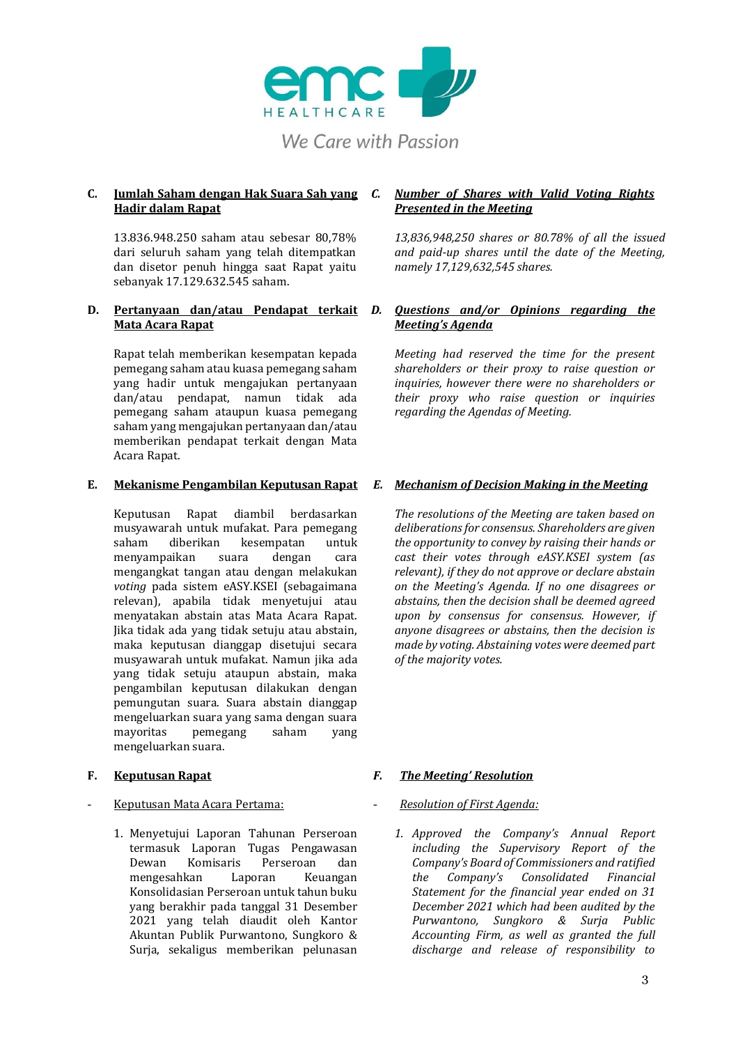emc HEALTHCARE

We Care with Passion

**C. Jumlah Saham dengan Hak Suara Sah yang Hadir dalam Rapat**

13.836.948.250 saham atau sebesar 80,78% dari seluruh saham yang telah ditempatkan dan disetor penuh hingga saat Rapat yaitu sebanyak 17.129.632.545 saham.

***C. Number of Shares with Valid Voting Rights Presented in the Meeting***

*13,836,948,250 shares or 80.78% of all the issued and paid-up shares until the date of the Meeting, namely 17,129,632,545 shares.*

**D. Pertanyaan dan/atau Pendapat terkait Mata Acara Rapat**

Rapat telah memberikan kesempatan kepada pemegang saham atau kuasa pemegang saham yang hadir untuk mengajukan pertanyaan dan/atau pendapat, namun tidak ada pemegang saham ataupun kuasa pemegang saham yang mengajukan pertanyaan dan/atau memberikan pendapat terkait dengan Mata Acara Rapat.

***D. Questions and/or Opinions regarding the Meeting's Agenda***

*Meeting had reserved the time for the present shareholders or their proxy to raise question or inquiries, however there were no shareholders or their proxy who raise question or inquiries regarding the Agendas of Meeting.*

**E. Mekanisme Pengambilan Keputusan Rapat**

Keputusan Rapat diambil berdasarkan musyawarah untuk mufakat. Para pemegang saham diberikan kesempatan untuk menyampaikan suara dengan cara mengangkat tangan atau dengan melakukan *voting* pada sistem eASY.KSEI (sebagaimana relevan), apabila tidak menyetujui atau menyatakan abstain atas Mata Acara Rapat. Jika tidak ada yang tidak setuju atau abstain, maka keputusan dianggap disetujui secara musyawarah untuk mufakat. Namun jika ada yang tidak setuju ataupun abstain, maka pengambilan keputusan dilakukan dengan pemungutan suara. Suara abstain dianggap mengeluarkan suara yang sama dengan suara mayoritas pemegang saham yang mengeluarkan suara.

***E. Mechanism of Decision Making in the Meeting***

*The resolutions of the Meeting are taken based on deliberations for consensus. Shareholders are given the opportunity to convey by raising their hands or cast their votes through eASY.KSEI system (as relevant), if they do not approve or declare abstain on the Meeting's Agenda. If no one disagrees or abstains, then the decision shall be deemed agreed upon by consensus for consensus. However, if anyone disagrees or abstains, then the decision is made by voting. Abstaining votes were deemed part of the majority votes.*

**F. Keputusan Rapat**

- Keputusan Mata Acara Pertama:

1. Menyetujui Laporan Tahunan Perseroan termasuk Laporan Tugas Pengawasan Dewan Komisaris Perseroan dan mengesahkan Laporan Keuangan Konsolidasian Perseroan untuk tahun buku yang berakhir pada tanggal 31 Desember 2021 yang telah diaudit oleh Kantor Akuntan Publik Purwantono, Sungkoro & Surja, sekaligus memberikan pelunasan

***F. The Meeting' Resolution***

- *Resolution of First Agenda:*

1. *Approved the Company's Annual Report including the Supervisory Report of the Company's Board of Commissioners and ratified the Company's Consolidated Financial Statement for the financial year ended on 31 December 2021 which had been audited by the Purwantono, Sungkoro & Surja Public Accounting Firm, as well as granted the full discharge and release of responsibility to*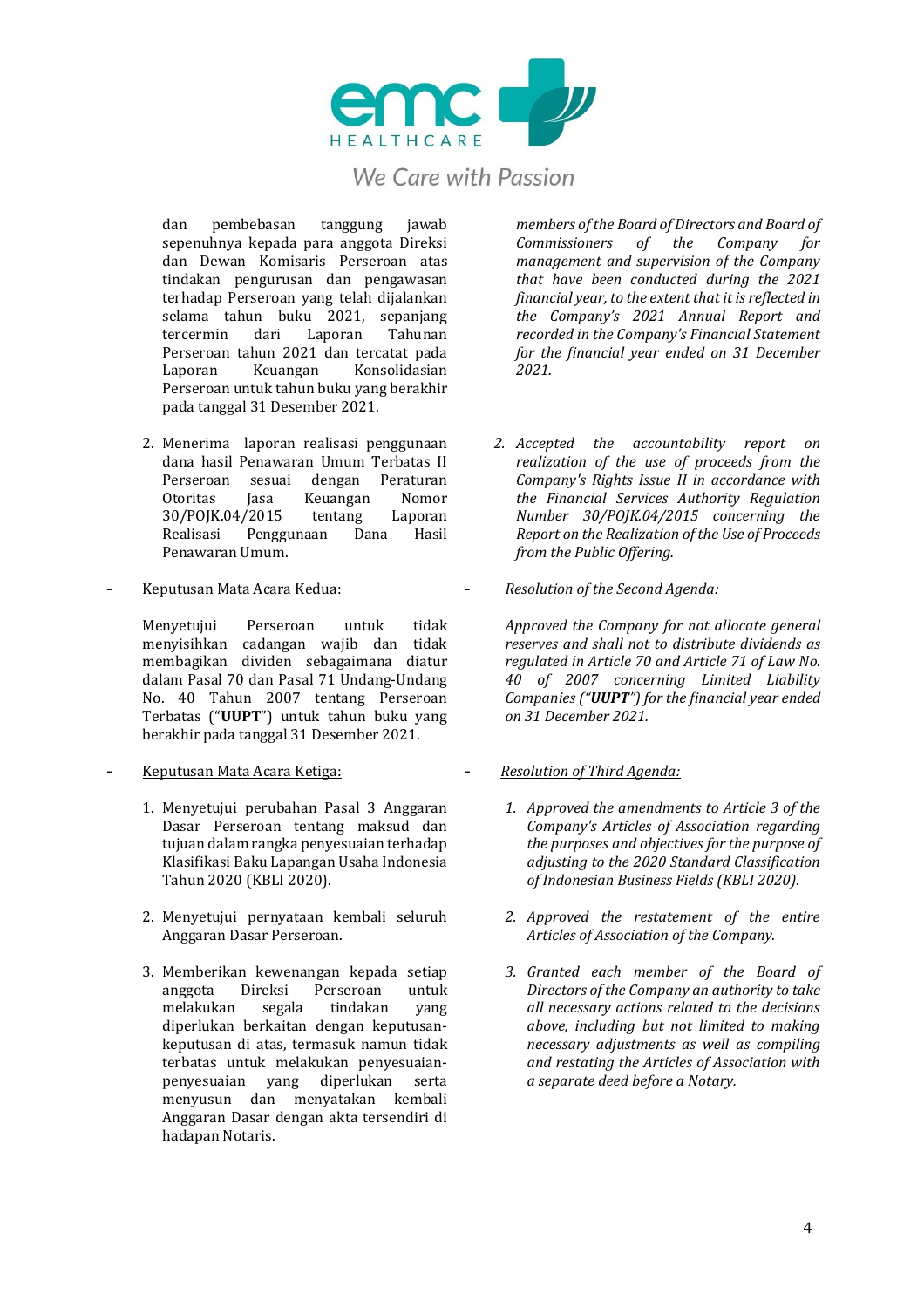dan pembebasan tanggung jawab sepenuhnya kepada para anggota Direksi dan Dewan Komisaris Perseroan atas tindakan pengurusan dan pengawasan terhadap Perseroan yang telah dijalankan selama tahun buku 2021, sepanjang tercermin dari Laporan Tahunan Perseroan tahun 2021 dan tercatat pada Laporan Keuangan Konsolidasian Perseroan untuk tahun buku yang berakhir pada tanggal 31 Desember 2021.

*members of the Board of Directors and Board of Commissioners of the Company for management and supervision of the Company that have been conducted during the 2021 financial year, to the extent that it is reflected in the Company's 2021 Annual Report and recorded in the Company's Financial Statement for the financial year ended on 31 December 2021.*

2. Menerima laporan realisasi penggunaan dana hasil Penawaran Umum Terbatas II Perseroan sesuai dengan Peraturan Otoritas Jasa Keuangan Nomor 30/POJK.04/2015 tentang Laporan Realisasi Penggunaan Dana Hasil Penawaran Umum.

*2. Accepted the accountability report on realization of the use of proceeds from the Company's Rights Issue II in accordance with the Financial Services Authority Regulation Number 30/POJK.04/2015 concerning the Report on the Realization of the Use of Proceeds from the Public Offering.*

- <u>Keputusan Mata Acara Kedua:</u>

Menyetujui Perseroan untuk tidak menyisihkan cadangan wajib dan tidak membagikan dividen sebagaimana diatur dalam Pasal 70 dan Pasal 71 Undang-Undang No. 40 Tahun 2007 tentang Perseroan Terbatas ("**UUPT**") untuk tahun buku yang berakhir pada tanggal 31 Desember 2021.

- *<u>Resolution of the Second Agenda:</u>*

*Approved the Company for not allocate general reserves and shall not to distribute dividends as regulated in Article 70 and Article 71 of Law No. 40 of 2007 concerning Limited Liability Companies ("**UUPT**") for the financial year ended on 31 December 2021.*

- <u>Keputusan Mata Acara Ketiga:</u>

1. Menyetujui perubahan Pasal 3 Anggaran Dasar Perseroan tentang maksud dan tujuan dalam rangka penyesuaian terhadap Klasifikasi Baku Lapangan Usaha Indonesia Tahun 2020 (KBLI 2020).
2. Menyetujui pernyataan kembali seluruh Anggaran Dasar Perseroan.
3. Memberikan kewenangan kepada setiap anggota Direksi Perseroan untuk melakukan segala tindakan yang diperlukan berkaitan dengan keputusan-keputusan di atas, termasuk namun tidak terbatas untuk melakukan penyesuaian-penyesuaian yang diperlukan serta menyusun dan menyatakan kembali Anggaran Dasar dengan akta tersendiri di hadapan Notaris.

- *<u>Resolution of Third Agenda:</u>*

*1. Approved the amendments to Article 3 of the Company's Articles of Association regarding the purposes and objectives for the purpose of adjusting to the 2020 Standard Classification of Indonesian Business Fields (KBLI 2020).*

*2. Approved the restatement of the entire Articles of Association of the Company.*

*3. Granted each member of the Board of Directors of the Company an authority to take all necessary actions related to the decisions above, including but not limited to making necessary adjustments as well as compiling and restating the Articles of Association with a separate deed before a Notary.*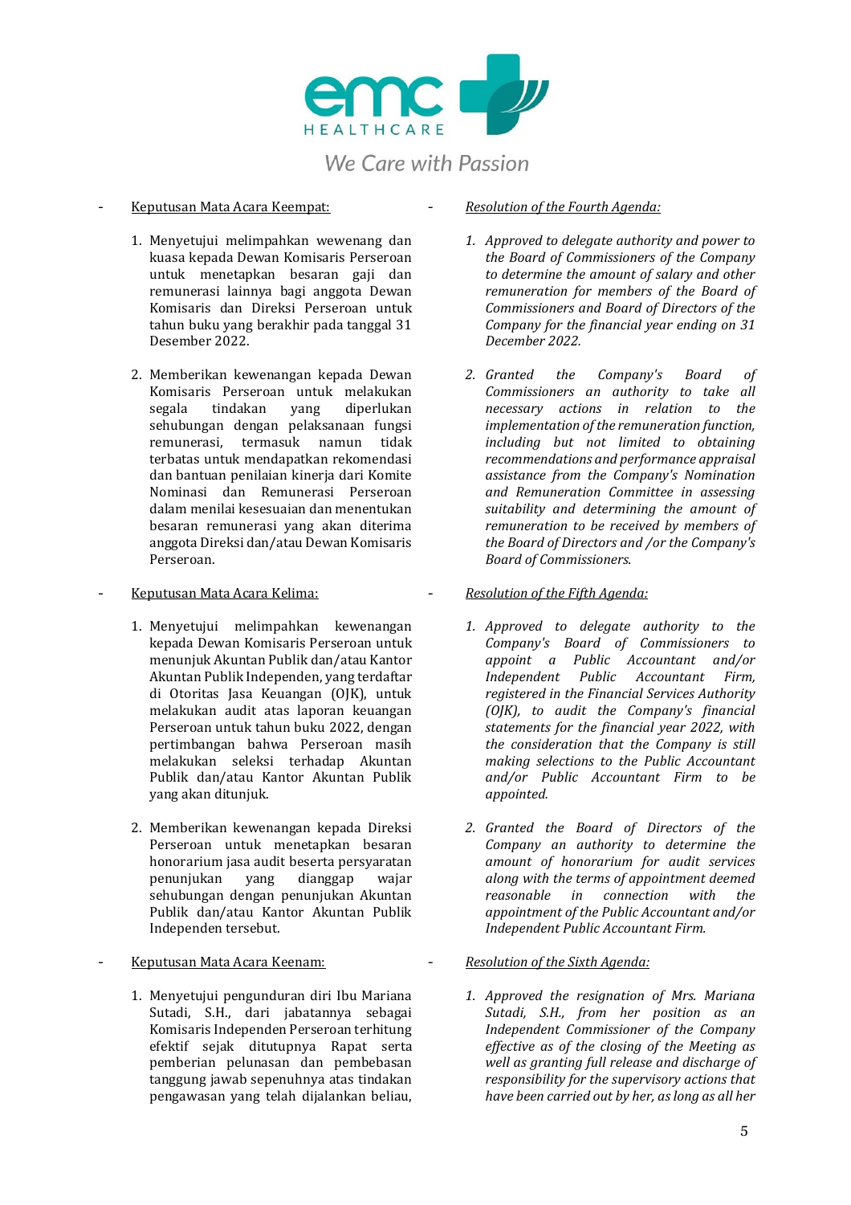- Keputusan Mata Acara Keempat:

1. Menyetujui melimpahkan wewenang dan kuasa kepada Dewan Komisaris Perseroan untuk menetapkan besaran gaji dan remunerasi lainnya bagi anggota Dewan Komisaris dan Direksi Perseroan untuk tahun buku yang berakhir pada tanggal 31 Desember 2022.

2. Memberikan kewenangan kepada Dewan Komisaris Perseroan untuk melakukan segala tindakan yang diperlukan sehubungan dengan pelaksanaan fungsi remunerasi, termasuk namun tidak terbatas untuk mendapatkan rekomendasi dan bantuan penilaian kinerja dari Komite Nominasi dan Remunerasi Perseroan dalam menilai kesesuaian dan menentukan besaran remunerasi yang akan diterima anggota Direksi dan/atau Dewan Komisaris Perseroan.

- Keputusan Mata Acara Kelima:

1. Menyetujui melimpahkan kewenangan kepada Dewan Komisaris Perseroan untuk menunjuk Akuntan Publik dan/atau Kantor Akuntan Publik Independen, yang terdaftar di Otoritas Jasa Keuangan (OJK), untuk melakukan audit atas laporan keuangan Perseroan untuk tahun buku 2022, dengan pertimbangan bahwa Perseroan masih melakukan seleksi terhadap Akuntan Publik dan/atau Kantor Akuntan Publik yang akan ditunjuk.

2. Memberikan kewenangan kepada Direksi Perseroan untuk menetapkan besaran honorarium jasa audit beserta persyaratan penunjukan yang dianggap wajar sehubungan dengan penunjukan Akuntan Publik dan/atau Kantor Akuntan Publik Independen tersebut.

- Keputusan Mata Acara Keenam:

1. Menyetujui pengunduran diri Ibu Mariana Sutadi, S.H., dari jabatannya sebagai Komisaris Independen Perseroan terhitung efektif sejak ditutupnya Rapat serta pemberian pelunasan dan pembebasan tanggung jawab sepenuhnya atas tindakan pengawasan yang telah dijalankan beliau,

- *Resolution of the Fourth Agenda:*

1. *Approved to delegate authority and power to the Board of Commissioners of the Company to determine the amount of salary and other remuneration for members of the Board of Commissioners and Board of Directors of the Company for the financial year ending on 31 December 2022.*

2. *Granted the Company's Board of Commissioners an authority to take all necessary actions in relation to the implementation of the remuneration function, including but not limited to obtaining recommendations and performance appraisal assistance from the Company's Nomination and Remuneration Committee in assessing suitability and determining the amount of remuneration to be received by members of the Board of Directors and /or the Company's Board of Commissioners.*

- *Resolution of the Fifth Agenda:*

1. *Approved to delegate authority to the Company's Board of Commissioners to appoint a Public Accountant and/or Independent Public Accountant Firm, registered in the Financial Services Authority (OJK), to audit the Company's financial statements for the financial year 2022, with the consideration that the Company is still making selections to the Public Accountant and/or Public Accountant Firm to be appointed.*

2. *Granted the Board of Directors of the Company an authority to determine the amount of honorarium for audit services along with the terms of appointment deemed reasonable in connection with the appointment of the Public Accountant and/or Independent Public Accountant Firm.*

- *Resolution of the Sixth Agenda:*

1. *Approved the resignation of Mrs. Mariana Sutadi, S.H., from her position as an Independent Commissioner of the Company effective as of the closing of the Meeting as well as granting full release and discharge of responsibility for the supervisory actions that have been carried out by her, as long as all her*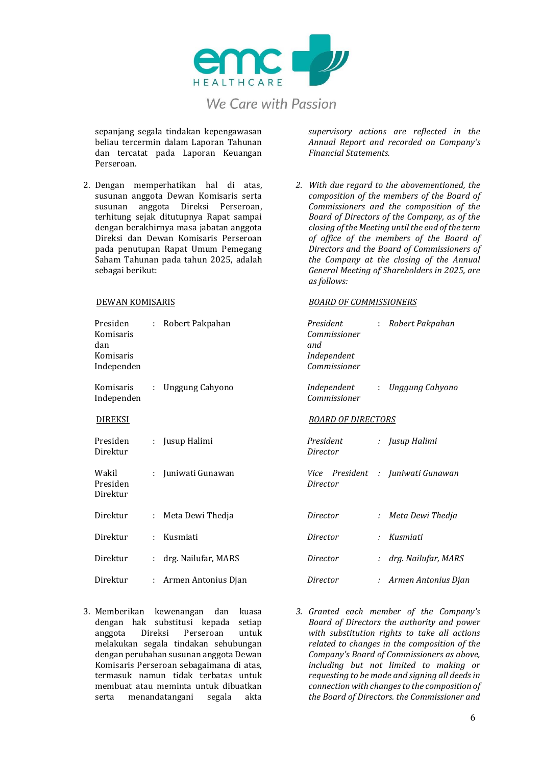sepanjang segala tindakan kepengawasan beliau tercermin dalam Laporan Tahunan dan tercatat pada Laporan Keuangan Perseroan.

*supervisory actions are reflected in the Annual Report and recorded on Company's Financial Statements.*

2. Dengan memperhatikan hal di atas, susunan anggota Dewan Komisaris serta susunan anggota Direksi Perseroan, terhitung sejak ditutupnya Rapat sampai dengan berakhirnya masa jabatan anggota Direksi dan Dewan Komisaris Perseroan pada penutupan Rapat Umum Pemegang Saham Tahunan pada tahun 2025, adalah sebagai berikut:

*2. With due regard to the abovementioned, the composition of the members of the Board of Commissioners and the composition of the Board of Directors of the Company, as of the closing of the Meeting until the end of the term of office of the members of the Board of Directors and the Board of Commissioners of the Company at the closing of the Annual General Meeting of Shareholders in 2025, are as follows:*

DEWAN KOMISARIS / *BOARD OF COMMISSIONERS*

| Jabatan | | Nama | *Position* | | *Name* |
|---|---|---|---|---|---|
| Presiden Komisaris dan Komisaris Independen | : | Robert Pakpahan | *President Commissioner and Independent Commissioner* | : | *Robert Pakpahan* |
| Komisaris Independen | : | Unggung Cahyono | *Independent Commissioner* | : | *Unggung Cahyono* |

DIREKSI / *BOARD OF DIRECTORS*

| Jabatan | | Nama | *Position* | | *Name* |
|---|---|---|---|---|---|
| Presiden Direktur | : | Jusup Halimi | *President Director* | : | *Jusup Halimi* |
| Wakil Presiden Direktur | : | Juniwati Gunawan | *Vice President Director* | : | *Juniwati Gunawan* |
| Direktur | : | Meta Dewi Thedja | *Director* | : | *Meta Dewi Thedja* |
| Direktur | : | Kusmiati | *Director* | : | *Kusmiati* |
| Direktur | : | drg. Nailufar, MARS | *Director* | : | *drg. Nailufar, MARS* |
| Direktur | : | Armen Antonius Djan | *Director* | : | *Armen Antonius Djan* |

3. Memberikan kewenangan dan kuasa dengan hak substitusi kepada setiap anggota Direksi Perseroan untuk melakukan segala tindakan sehubungan dengan perubahan susunan anggota Dewan Komisaris Perseroan sebagaimana di atas, termasuk namun tidak terbatas untuk membuat atau meminta untuk dibuatkan serta menandatangani segala akta

*3. Granted each member of the Company's Board of Directors the authority and power with substitution rights to take all actions related to changes in the composition of the Company's Board of Commissioners as above, including but not limited to making or requesting to be made and signing all deeds in connection with changes to the composition of the Board of Directors. the Commissioner and*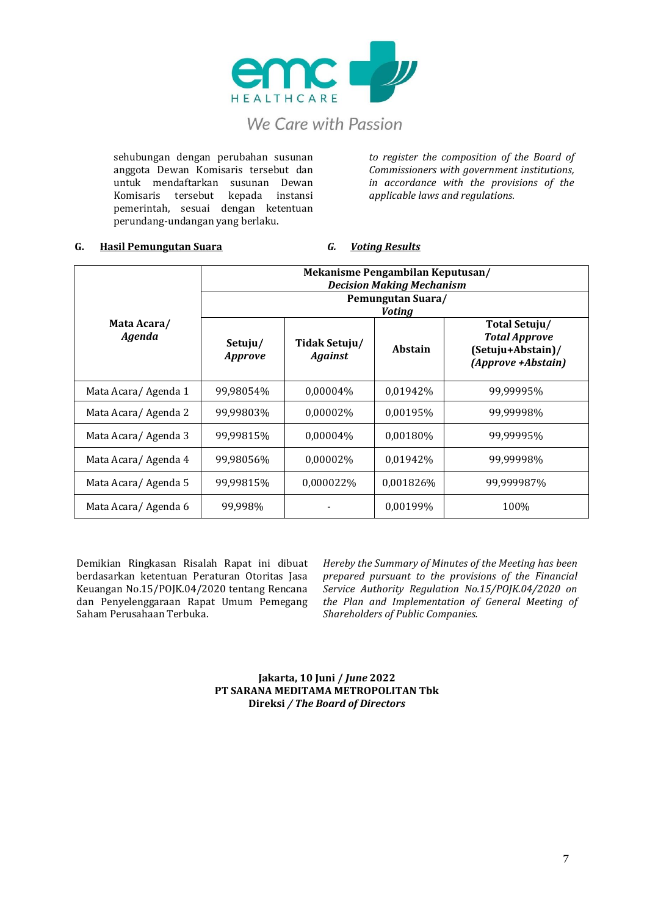sehubungan dengan perubahan susunan anggota Dewan Komisaris tersebut dan untuk mendaftarkan susunan Dewan Komisaris tersebut kepada instansi pemerintah, sesuai dengan ketentuan perundang-undangan yang berlaku.

*to register the composition of the Board of Commissioners with government institutions, in accordance with the provisions of the applicable laws and regulations.*

**G. Hasil Pemungutan Suara** / ***G. Voting Results***

| Mata Acara/ *Agenda* | Mekanisme Pengambilan Keputusan/ *Decision Making Mechanism* | | | |
|---|---|---|---|---|
| | Pemungutan Suara/ *Voting* | | | |
| | Setuju/ *Approve* | Tidak Setuju/ *Against* | Abstain | Total Setuju/ *Total Approve* (Setuju+Abstain)/ *(Approve +Abstain)* |
| Mata Acara/ Agenda 1 | 99,98054% | 0,00004% | 0,01942% | 99,99995% |
| Mata Acara/ Agenda 2 | 99,99803% | 0,00002% | 0,00195% | 99,99998% |
| Mata Acara/ Agenda 3 | 99,99815% | 0,00004% | 0,00180% | 99,99995% |
| Mata Acara/ Agenda 4 | 99,98056% | 0,00002% | 0,01942% | 99,99998% |
| Mata Acara/ Agenda 5 | 99,99815% | 0,000022% | 0,001826% | 99,999987% |
| Mata Acara/ Agenda 6 | 99,998% | - | 0,00199% | 100% |

Demikian Ringkasan Risalah Rapat ini dibuat berdasarkan ketentuan Peraturan Otoritas Jasa Keuangan No.15/POJK.04/2020 tentang Rencana dan Penyelenggaraan Rapat Umum Pemegang Saham Perusahaan Terbuka.

*Hereby the Summary of Minutes of the Meeting has been prepared pursuant to the provisions of the Financial Service Authority Regulation No.15/POJK.04/2020 on the Plan and Implementation of General Meeting of Shareholders of Public Companies.*

**Jakarta, 10 Juni / *June* 2022**
**PT SARANA MEDITAMA METROPOLITAN Tbk**
**Direksi / *The Board of Directors***